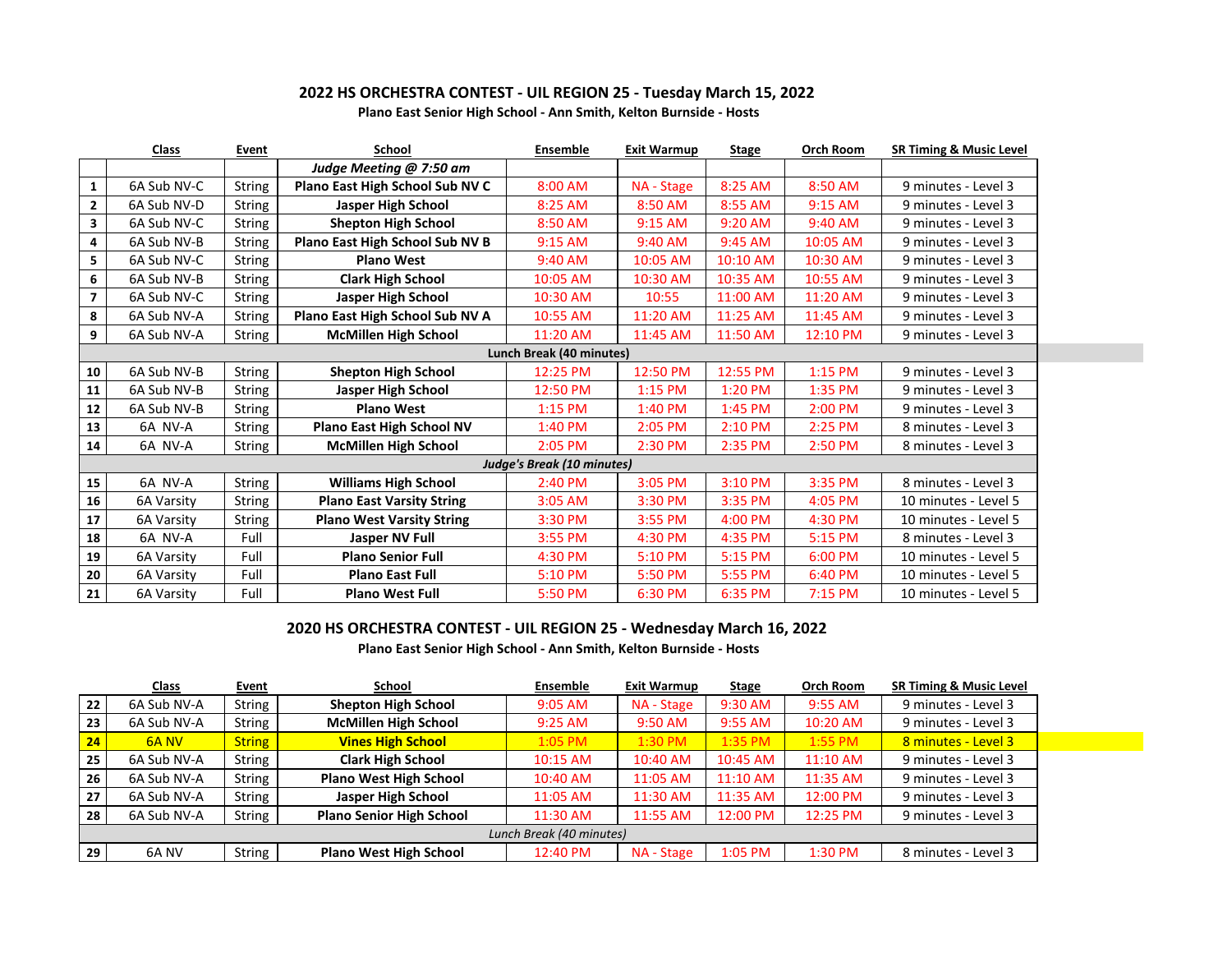## 2022 HS ORCHESTRA CONTEST - UIL REGION 25 - Tuesday March 15, 2022

**Plano East Senior High School - Ann Smith, Kelton Burnside - Hosts**

| | Class | Event | School | Ensemble | Exit Warmup | Stage | Orch Room | SR Timing & Music Level |
|---|---|---|---|---|---|---|---|---|
| | | | *Judge Meeting @ 7:50 am* | | | | | |
| **1** | 6A Sub NV-C | String | **Plano East High School Sub NV C** | 8:00 AM | NA - Stage | 8:25 AM | 8:50 AM | 9 minutes - Level 3 |
| **2** | 6A Sub NV-D | String | **Jasper High School** | 8:25 AM | 8:50 AM | 8:55 AM | 9:15 AM | 9 minutes - Level 3 |
| **3** | 6A Sub NV-C | String | **Shepton High School** | 8:50 AM | 9:15 AM | 9:20 AM | 9:40 AM | 9 minutes - Level 3 |
| **4** | 6A Sub NV-B | String | **Plano East High School Sub NV B** | 9:15 AM | 9:40 AM | 9:45 AM | 10:05 AM | 9 minutes - Level 3 |
| **5** | 6A Sub NV-C | String | **Plano West** | 9:40 AM | 10:05 AM | 10:10 AM | 10:30 AM | 9 minutes - Level 3 |
| **6** | 6A Sub NV-B | String | **Clark High School** | 10:05 AM | 10:30 AM | 10:35 AM | 10:55 AM | 9 minutes - Level 3 |
| **7** | 6A Sub NV-C | String | **Jasper High School** | 10:30 AM | 10:55 | 11:00 AM | 11:20 AM | 9 minutes - Level 3 |
| **8** | 6A Sub NV-A | String | **Plano East High School Sub NV A** | 10:55 AM | 11:20 AM | 11:25 AM | 11:45 AM | 9 minutes - Level 3 |
| **9** | 6A Sub NV-A | String | **McMillen High School** | 11:20 AM | 11:45 AM | 11:50 AM | 12:10 PM | 9 minutes - Level 3 |
| | | | Lunch Break (40 minutes) | | | | | |
| **10** | 6A Sub NV-B | String | **Shepton High School** | 12:25 PM | 12:50 PM | 12:55 PM | 1:15 PM | 9 minutes - Level 3 |
| **11** | 6A Sub NV-B | String | **Jasper High School** | 12:50 PM | 1:15 PM | 1:20 PM | 1:35 PM | 9 minutes - Level 3 |
| **12** | 6A Sub NV-B | String | **Plano West** | 1:15 PM | 1:40 PM | 1:45 PM | 2:00 PM | 9 minutes - Level 3 |
| **13** | 6A NV-A | String | **Plano East High School NV** | 1:40 PM | 2:05 PM | 2:10 PM | 2:25 PM | 8 minutes - Level 3 |
| **14** | 6A NV-A | String | **McMillen High School** | 2:05 PM | 2:30 PM | 2:35 PM | 2:50 PM | 8 minutes - Level 3 |
| | | | *Judge's Break (10 minutes)* | | | | | |
| **15** | 6A NV-A | String | **Williams High School** | 2:40 PM | 3:05 PM | 3:10 PM | 3:35 PM | 8 minutes - Level 3 |
| **16** | 6A Varsity | String | **Plano East Varsity String** | 3:05 AM | 3:30 PM | 3:35 PM | 4:05 PM | 10 minutes - Level 5 |
| **17** | 6A Varsity | String | **Plano West Varsity String** | 3:30 PM | 3:55 PM | 4:00 PM | 4:30 PM | 10 minutes - Level 5 |
| **18** | 6A NV-A | Full | **Jasper NV Full** | 3:55 PM | 4:30 PM | 4:35 PM | 5:15 PM | 8 minutes - Level 3 |
| **19** | 6A Varsity | Full | **Plano Senior Full** | 4:30 PM | 5:10 PM | 5:15 PM | 6:00 PM | 10 minutes - Level 5 |
| **20** | 6A Varsity | Full | **Plano East Full** | 5:10 PM | 5:50 PM | 5:55 PM | 6:40 PM | 10 minutes - Level 5 |
| **21** | 6A Varsity | Full | **Plano West Full** | 5:50 PM | 6:30 PM | 6:35 PM | 7:15 PM | 10 minutes - Level 5 |

## 2020 HS ORCHESTRA CONTEST - UIL REGION 25 - Wednesday March 16, 2022

**Plano East Senior High School - Ann Smith, Kelton Burnside - Hosts**

| | Class | Event | School | Ensemble | Exit Warmup | Stage | Orch Room | SR Timing & Music Level |
|---|---|---|---|---|---|---|---|---|
| **22** | 6A Sub NV-A | String | **Shepton High School** | 9:05 AM | NA - Stage | 9:30 AM | 9:55 AM | 9 minutes - Level 3 |
| **23** | 6A Sub NV-A | String | **McMillen High School** | 9:25 AM | 9:50 AM | 9:55 AM | 10:20 AM | 9 minutes - Level 3 |
| **24** | 6A NV | String | **Vines High School** | 1:05 PM | 1:30 PM | 1:35 PM | 1:55 PM | 8 minutes - Level 3 |
| **25** | 6A Sub NV-A | String | **Clark High School** | 10:15 AM | 10:40 AM | 10:45 AM | 11:10 AM | 9 minutes - Level 3 |
| **26** | 6A Sub NV-A | String | **Plano West High School** | 10:40 AM | 11:05 AM | 11:10 AM | 11:35 AM | 9 minutes - Level 3 |
| **27** | 6A Sub NV-A | String | **Jasper High School** | 11:05 AM | 11:30 AM | 11:35 AM | 12:00 PM | 9 minutes - Level 3 |
| **28** | 6A Sub NV-A | String | **Plano Senior High School** | 11:30 AM | 11:55 AM | 12:00 PM | 12:25 PM | 9 minutes - Level 3 |
| | | | *Lunch Break (40 minutes)* | | | | | |
| **29** | 6A NV | String | **Plano West High School** | 12:40 PM | NA - Stage | 1:05 PM | 1:30 PM | 8 minutes - Level 3 |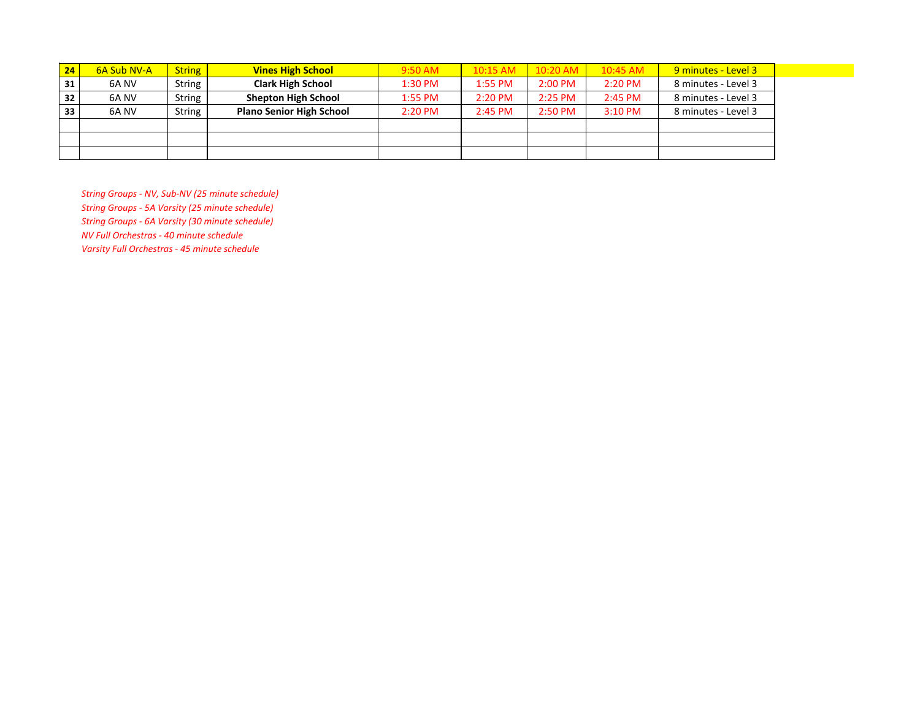| | | | | | | | | |
|---|---|---|---|---|---|---|---|---|
| **24** | 6A Sub NV-A | String | **Vines High School** | 9:50 AM | 10:15 AM | 10:20 AM | 10:45 AM | 9 minutes - Level 3 |
| **31** | 6A NV | String | **Clark High School** | 1:30 PM | 1:55 PM | 2:00 PM | 2:20 PM | 8 minutes - Level 3 |
| **32** | 6A NV | String | **Shepton High School** | 1:55 PM | 2:20 PM | 2:25 PM | 2:45 PM | 8 minutes - Level 3 |
| **33** | 6A NV | String | **Plano Senior High School** | 2:20 PM | 2:45 PM | 2:50 PM | 3:10 PM | 8 minutes - Level 3 |
| | | | | | | | | |
| | | | | | | | | |
| | | | | | | | | |

*String Groups - NV, Sub-NV (25 minute schedule)*
*String Groups - 5A Varsity (25 minute schedule)*
*String Groups - 6A Varsity (30 minute schedule)*
*NV Full Orchestras - 40 minute schedule*
*Varsity Full Orchestras - 45 minute schedule*